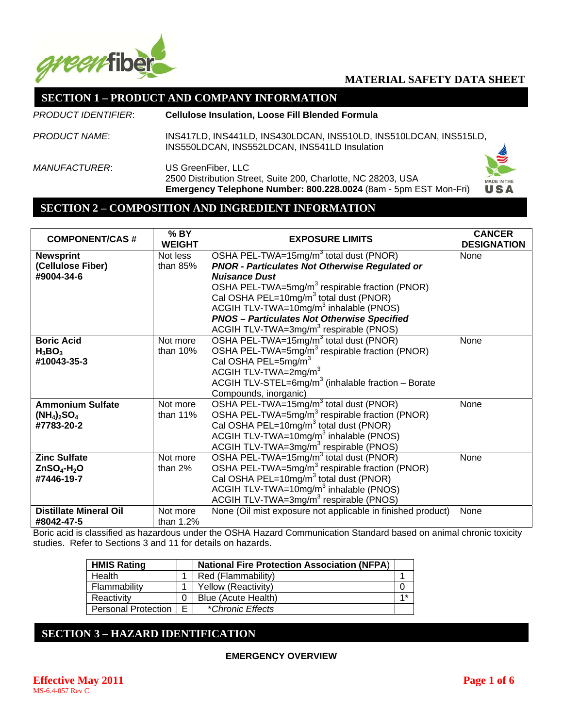# MATERIAL SAFETY DATA SHEET

## SECTION 1 – PRODUCT AND COMPANY INFORMATION

*PRODUCT IDENTIFIER*: **Cellulose Insulation, Loose Fill Blended Formula**

*PRODUCT NAME*: INS417LD, INS441LD, INS430LDCAN, INS510LD, INS510LDCAN, INS515LD, INS550LDCAN, INS552LDCAN, INS541LD Insulation

*MANUFACTURER*: US GreenFiber, LLC
2500 Distribution Street, Suite 200, Charlotte, NC 28203, USA
**Emergency Telephone Number: 800.228.0024** (8am - 5pm EST Mon-Fri)

## SECTION 2 – COMPOSITION AND INGREDIENT INFORMATION

| COMPONENT/CAS # | % BY WEIGHT | EXPOSURE LIMITS | CANCER DESIGNATION |
|---|---|---|---|
| **Newsprint (Cellulose Fiber) #9004-34-6** | Not less than 85% | OSHA PEL-TWA=15mg/m$^3$ total dust (PNOR)<br>***PNOR - Particulates Not Otherwise Regulated or Nuisance Dust***<br>OSHA PEL-TWA=5mg/m$^3$ respirable fraction (PNOR)<br>Cal OSHA PEL=10mg/m$^3$ total dust (PNOR)<br>ACGIH TLV-TWA=10mg/m$^3$ inhalable (PNOS)<br>***PNOS – Particulates Not Otherwise Specified***<br>ACGIH TLV-TWA=3mg/m$^3$ respirable (PNOS) | None |
| **Boric Acid $H_3BO_3$ #10043-35-3** | Not more than 10% | OSHA PEL-TWA=15mg/m$^3$ total dust (PNOR)<br>OSHA PEL-TWA=5mg/m$^3$ respirable fraction (PNOR)<br>Cal OSHA PEL=5mg/m$^3$<br>ACGIH TLV-TWA=2mg/m$^3$<br>ACGIH TLV-STEL=6mg/m$^3$ (inhalable fraction – Borate Compounds, inorganic) | None |
| **Ammonium Sulfate $(NH_4)_2SO_4$ #7783-20-2** | Not more than 11% | OSHA PEL-TWA=15mg/m$^3$ total dust (PNOR)<br>OSHA PEL-TWA=5mg/m$^3$ respirable fraction (PNOR)<br>Cal OSHA PEL=10mg/m$^3$ total dust (PNOR)<br>ACGIH TLV-TWA=10mg/m$^3$ inhalable (PNOS)<br>ACGIH TLV-TWA=3mg/m$^3$ respirable (PNOS) | None |
| **Zinc Sulfate $ZnSO_4$-$H_2O$ #7446-19-7** | Not more than 2% | OSHA PEL-TWA=15mg/m$^3$ total dust (PNOR)<br>OSHA PEL-TWA=5mg/m$^3$ respirable fraction (PNOR)<br>Cal OSHA PEL=10mg/m$^3$ total dust (PNOR)<br>ACGIH TLV-TWA=10mg/m$^3$ inhalable (PNOS)<br>ACGIH TLV-TWA=3mg/m$^3$ respirable (PNOS) | None |
| **Distillate Mineral Oil #8042-47-5** | Not more than 1.2% | None (Oil mist exposure not applicable in finished product) | None |

Boric acid is classified as hazardous under the OSHA Hazard Communication Standard based on animal chronic toxicity studies. Refer to Sections 3 and 11 for details on hazards.

| HMIS Rating | | National Fire Protection Association (NFPA) | |
|---|---|---|---|
| Health | 1 | Red (Flammability) | 1 |
| Flammability | 1 | Yellow (Reactivity) | 0 |
| Reactivity | 0 | Blue (Acute Health) | 1* |
| Personal Protection | E | **Chronic Effects* | |

## SECTION 3 – HAZARD IDENTIFICATION

**EMERGENCY OVERVIEW**

**Effective May 2011**
MS-6.4-057 Rev C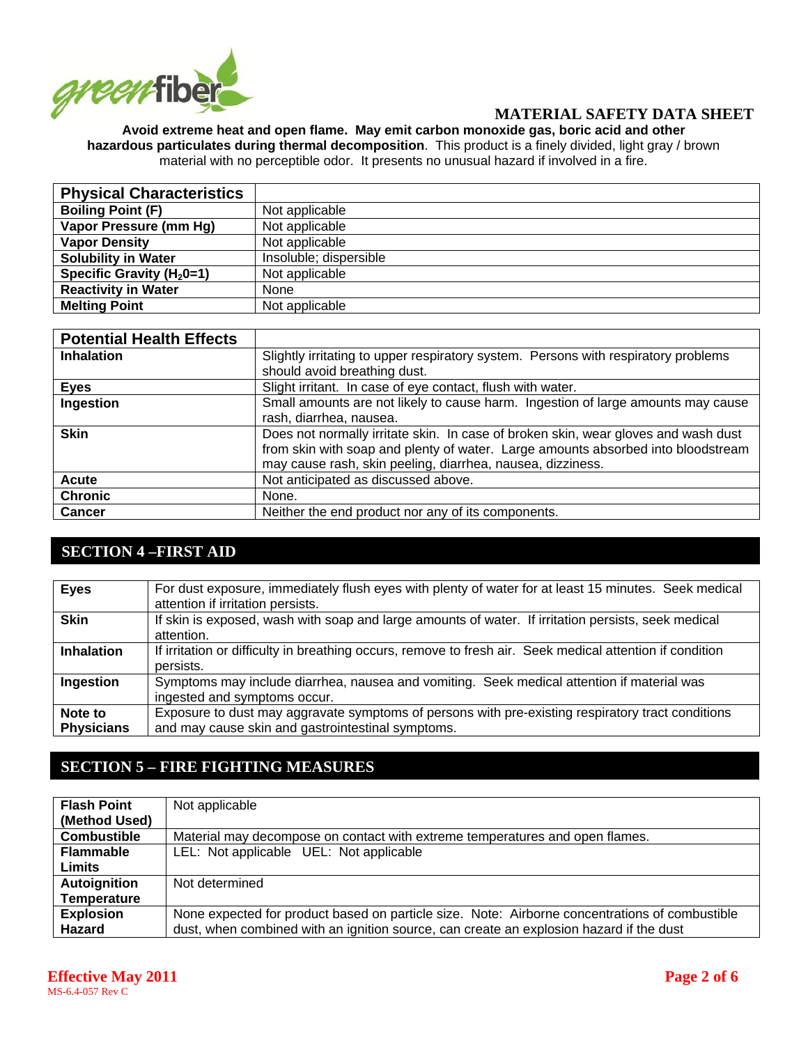**Avoid extreme heat and open flame. May emit carbon monoxide gas, boric acid and other hazardous particulates during thermal decomposition**. This product is a finely divided, light gray / brown material with no perceptible odor. It presents no unusual hazard if involved in a fire.

| Physical Characteristics | |
|---|---|
| **Boiling Point (F)** | Not applicable |
| **Vapor Pressure (mm Hg)** | Not applicable |
| **Vapor Density** | Not applicable |
| **Solubility in Water** | Insoluble; dispersible |
| **Specific Gravity ($H_20$=1)** | Not applicable |
| **Reactivity in Water** | None |
| **Melting Point** | Not applicable |

| Potential Health Effects | |
|---|---|
| **Inhalation** | Slightly irritating to upper respiratory system. Persons with respiratory problems should avoid breathing dust. |
| **Eyes** | Slight irritant. In case of eye contact, flush with water. |
| **Ingestion** | Small amounts are not likely to cause harm. Ingestion of large amounts may cause rash, diarrhea, nausea. |
| **Skin** | Does not normally irritate skin. In case of broken skin, wear gloves and wash dust from skin with soap and plenty of water. Large amounts absorbed into bloodstream may cause rash, skin peeling, diarrhea, nausea, dizziness. |
| **Acute** | Not anticipated as discussed above. |
| **Chronic** | None. |
| **Cancer** | Neither the end product nor any of its components. |

## SECTION 4 –FIRST AID

| | |
|---|---|
| **Eyes** | For dust exposure, immediately flush eyes with plenty of water for at least 15 minutes. Seek medical attention if irritation persists. |
| **Skin** | If skin is exposed, wash with soap and large amounts of water. If irritation persists, seek medical attention. |
| **Inhalation** | If irritation or difficulty in breathing occurs, remove to fresh air. Seek medical attention if condition persists. |
| **Ingestion** | Symptoms may include diarrhea, nausea and vomiting. Seek medical attention if material was ingested and symptoms occur. |
| **Note to Physicians** | Exposure to dust may aggravate symptoms of persons with pre-existing respiratory tract conditions and may cause skin and gastrointestinal symptoms. |

## SECTION 5 – FIRE FIGHTING MEASURES

| | |
|---|---|
| **Flash Point (Method Used)** | Not applicable |
| **Combustible** | Material may decompose on contact with extreme temperatures and open flames. |
| **Flammable Limits** | LEL: Not applicable UEL: Not applicable |
| **Autoignition Temperature** | Not determined |
| **Explosion Hazard** | None expected for product based on particle size. Note: Airborne concentrations of combustible dust, when combined with an ignition source, can create an explosion hazard if the dust |

**Effective May 2011**
MS-6.4-057 Rev C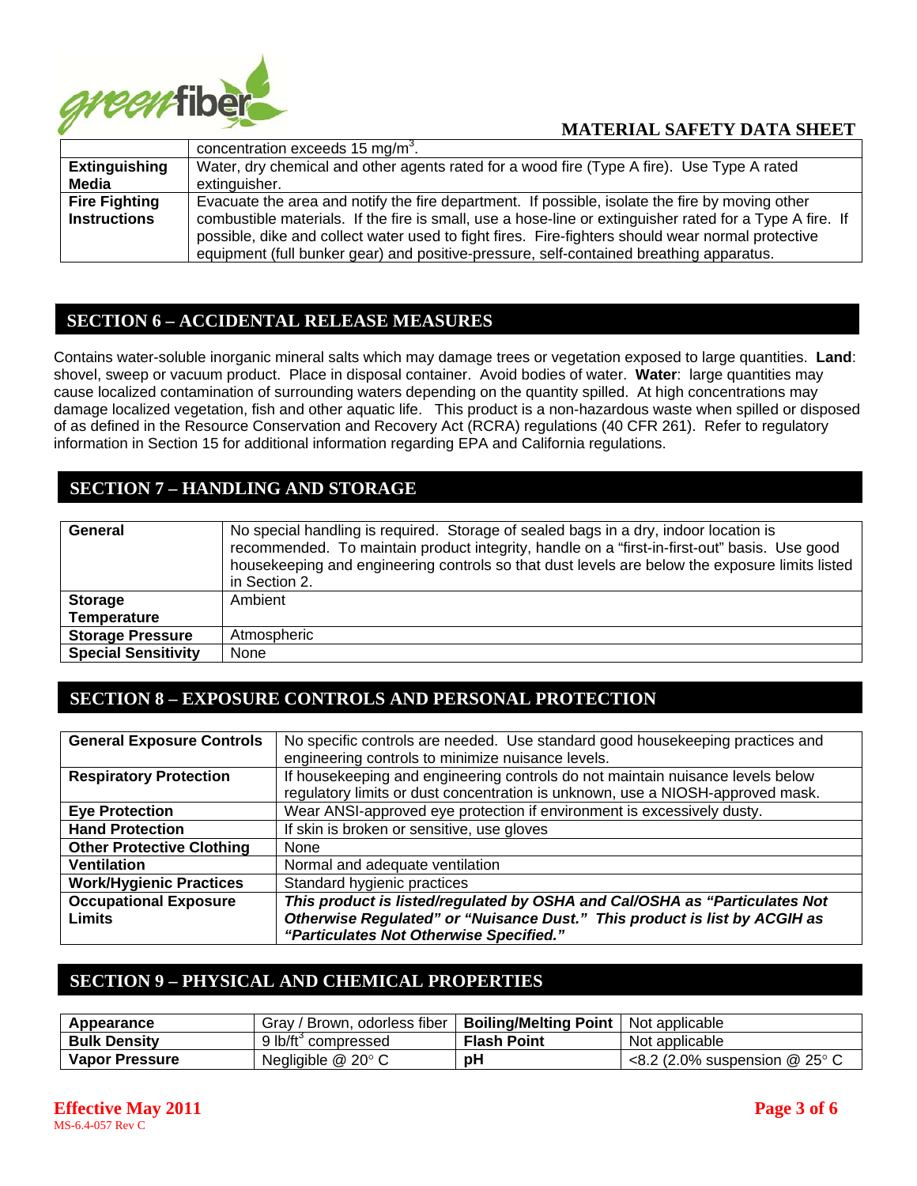| | |
|---|---|
| | concentration exceeds 15 mg/m$^3$. |
| **Extinguishing Media** | Water, dry chemical and other agents rated for a wood fire (Type A fire). Use Type A rated extinguisher. |
| **Fire Fighting Instructions** | Evacuate the area and notify the fire department. If possible, isolate the fire by moving other combustible materials. If the fire is small, use a hose-line or extinguisher rated for a Type A fire. If possible, dike and collect water used to fight fires. Fire-fighters should wear normal protective equipment (full bunker gear) and positive-pressure, self-contained breathing apparatus. |

## SECTION 6 – ACCIDENTAL RELEASE MEASURES

Contains water-soluble inorganic mineral salts which may damage trees or vegetation exposed to large quantities. **Land**: shovel, sweep or vacuum product. Place in disposal container. Avoid bodies of water. **Water**: large quantities may cause localized contamination of surrounding waters depending on the quantity spilled. At high concentrations may damage localized vegetation, fish and other aquatic life. This product is a non-hazardous waste when spilled or disposed of as defined in the Resource Conservation and Recovery Act (RCRA) regulations (40 CFR 261). Refer to regulatory information in Section 15 for additional information regarding EPA and California regulations.

## SECTION 7 – HANDLING AND STORAGE

| | |
|---|---|
| **General** | No special handling is required. Storage of sealed bags in a dry, indoor location is recommended. To maintain product integrity, handle on a “first-in-first-out” basis. Use good housekeeping and engineering controls so that dust levels are below the exposure limits listed in Section 2. |
| **Storage Temperature** | Ambient |
| **Storage Pressure** | Atmospheric |
| **Special Sensitivity** | None |

## SECTION 8 – EXPOSURE CONTROLS AND PERSONAL PROTECTION

| | |
|---|---|
| **General Exposure Controls** | No specific controls are needed. Use standard good housekeeping practices and engineering controls to minimize nuisance levels. |
| **Respiratory Protection** | If housekeeping and engineering controls do not maintain nuisance levels below regulatory limits or dust concentration is unknown, use a NIOSH-approved mask. |
| **Eye Protection** | Wear ANSI-approved eye protection if environment is excessively dusty. |
| **Hand Protection** | If skin is broken or sensitive, use gloves |
| **Other Protective Clothing** | None |
| **Ventilation** | Normal and adequate ventilation |
| **Work/Hygienic Practices** | Standard hygienic practices |
| **Occupational Exposure Limits** | ***This product is listed/regulated by OSHA and Cal/OSHA as “Particulates Not Otherwise Regulated” or “Nuisance Dust.” This product is list by ACGIH as “Particulates Not Otherwise Specified.”*** |

## SECTION 9 – PHYSICAL AND CHEMICAL PROPERTIES

| | | | |
|---|---|---|---|
| **Appearance** | Gray / Brown, odorless fiber | **Boiling/Melting Point** | Not applicable |
| **Bulk Density** | 9 lb/ft$^3$ compressed | **Flash Point** | Not applicable |
| **Vapor Pressure** | Negligible @ 20° C | **pH** | <8.2 (2.0% suspension @ 25° C |

**Effective May 2011**
MS-6.4-057 Rev C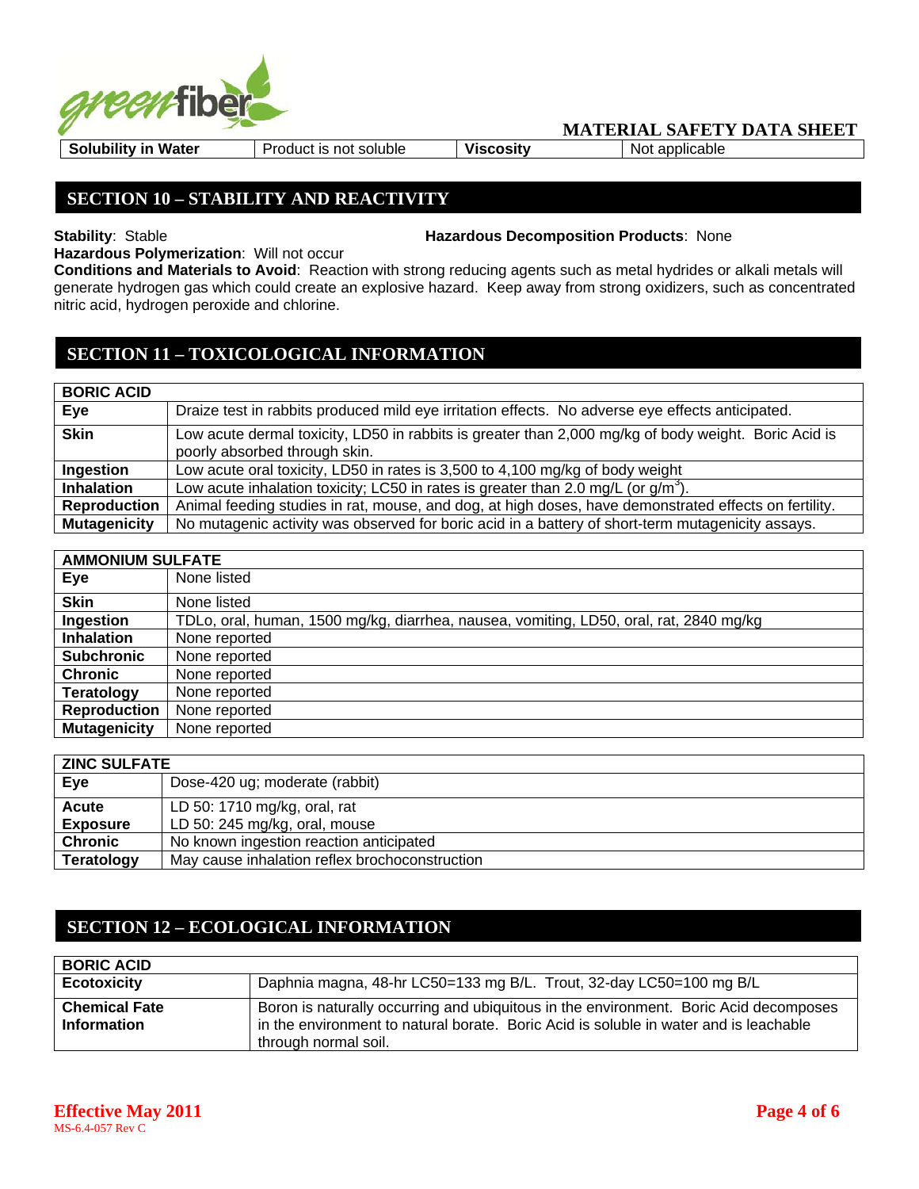| Solubility in Water | Product is not soluble | Viscosity | Not applicable |
|---|---|---|---|

## SECTION 10 – STABILITY AND REACTIVITY

**Stability**: Stable

**Hazardous Decomposition Products**: None

**Hazardous Polymerization**: Will not occur

**Conditions and Materials to Avoid**: Reaction with strong reducing agents such as metal hydrides or alkali metals will generate hydrogen gas which could create an explosive hazard. Keep away from strong oxidizers, such as concentrated nitric acid, hydrogen peroxide and chlorine.

## SECTION 11 – TOXICOLOGICAL INFORMATION

| BORIC ACID | |
|---|---|
| **Eye** | Draize test in rabbits produced mild eye irritation effects. No adverse eye effects anticipated. |
| **Skin** | Low acute dermal toxicity, LD50 in rabbits is greater than 2,000 mg/kg of body weight. Boric Acid is poorly absorbed through skin. |
| **Ingestion** | Low acute oral toxicity, LD50 in rates is 3,500 to 4,100 mg/kg of body weight |
| **Inhalation** | Low acute inhalation toxicity; LC50 in rates is greater than 2.0 mg/L (or $g/m^3$). |
| **Reproduction** | Animal feeding studies in rat, mouse, and dog, at high doses, have demonstrated effects on fertility. |
| **Mutagenicity** | No mutagenic activity was observed for boric acid in a battery of short-term mutagenicity assays. |

| AMMONIUM SULFATE | |
|---|---|
| **Eye** | None listed |
| **Skin** | None listed |
| **Ingestion** | TDLo, oral, human, 1500 mg/kg, diarrhea, nausea, vomiting, LD50, oral, rat, 2840 mg/kg |
| **Inhalation** | None reported |
| **Subchronic** | None reported |
| **Chronic** | None reported |
| **Teratology** | None reported |
| **Reproduction** | None reported |
| **Mutagenicity** | None reported |

| ZINC SULFATE | |
|---|---|
| **Eye** | Dose-420 ug; moderate (rabbit) |
| **Acute Exposure** | LD 50: 1710 mg/kg, oral, rat<br>LD 50: 245 mg/kg, oral, mouse |
| **Chronic** | No known ingestion reaction anticipated |
| **Teratology** | May cause inhalation reflex brochoconstruction |

## SECTION 12 – ECOLOGICAL INFORMATION

| BORIC ACID | |
|---|---|
| **Ecotoxicity** | Daphnia magna, 48-hr LC50=133 mg B/L. Trout, 32-day LC50=100 mg B/L |
| **Chemical Fate Information** | Boron is naturally occurring and ubiquitous in the environment. Boric Acid decomposes in the environment to natural borate. Boric Acid is soluble in water and is leachable through normal soil. |

**Effective May 2011**
MS-6.4-057 Rev C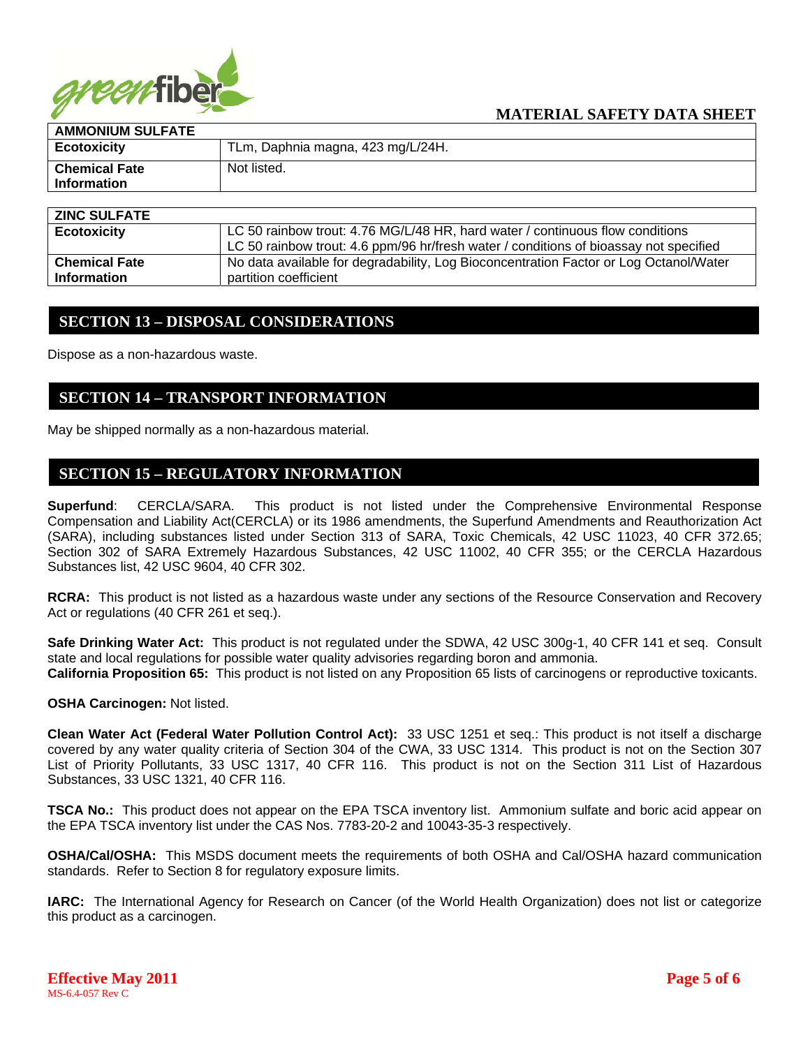| AMMONIUM SULFATE | |
|---|---|
| **Ecotoxicity** | TLm, Daphnia magna, 423 mg/L/24H. |
| **Chemical Fate Information** | Not listed. |

| ZINC SULFATE | |
|---|---|
| **Ecotoxicity** | LC 50 rainbow trout: 4.76 MG/L/48 HR, hard water / continuous flow conditions<br>LC 50 rainbow trout: 4.6 ppm/96 hr/fresh water / conditions of bioassay not specified |
| **Chemical Fate Information** | No data available for degradability, Log Bioconcentration Factor or Log Octanol/Water partition coefficient |

## SECTION 13 – DISPOSAL CONSIDERATIONS

Dispose as a non-hazardous waste.

## SECTION 14 – TRANSPORT INFORMATION

May be shipped normally as a non-hazardous material.

## SECTION 15 – REGULATORY INFORMATION

**Superfund**: CERCLA/SARA. This product is not listed under the Comprehensive Environmental Response Compensation and Liability Act(CERCLA) or its 1986 amendments, the Superfund Amendments and Reauthorization Act (SARA), including substances listed under Section 313 of SARA, Toxic Chemicals, 42 USC 11023, 40 CFR 372.65; Section 302 of SARA Extremely Hazardous Substances, 42 USC 11002, 40 CFR 355; or the CERCLA Hazardous Substances list, 42 USC 9604, 40 CFR 302.

**RCRA:** This product is not listed as a hazardous waste under any sections of the Resource Conservation and Recovery Act or regulations (40 CFR 261 et seq.).

**Safe Drinking Water Act:** This product is not regulated under the SDWA, 42 USC 300g-1, 40 CFR 141 et seq. Consult state and local regulations for possible water quality advisories regarding boron and ammonia.
**California Proposition 65:** This product is not listed on any Proposition 65 lists of carcinogens or reproductive toxicants.

**OSHA Carcinogen:** Not listed.

**Clean Water Act (Federal Water Pollution Control Act):** 33 USC 1251 et seq.: This product is not itself a discharge covered by any water quality criteria of Section 304 of the CWA, 33 USC 1314. This product is not on the Section 307 List of Priority Pollutants, 33 USC 1317, 40 CFR 116. This product is not on the Section 311 List of Hazardous Substances, 33 USC 1321, 40 CFR 116.

**TSCA No.:** This product does not appear on the EPA TSCA inventory list. Ammonium sulfate and boric acid appear on the EPA TSCA inventory list under the CAS Nos. 7783-20-2 and 10043-35-3 respectively.

**OSHA/Cal/OSHA:** This MSDS document meets the requirements of both OSHA and Cal/OSHA hazard communication standards. Refer to Section 8 for regulatory exposure limits.

**IARC:** The International Agency for Research on Cancer (of the World Health Organization) does not list or categorize this product as a carcinogen.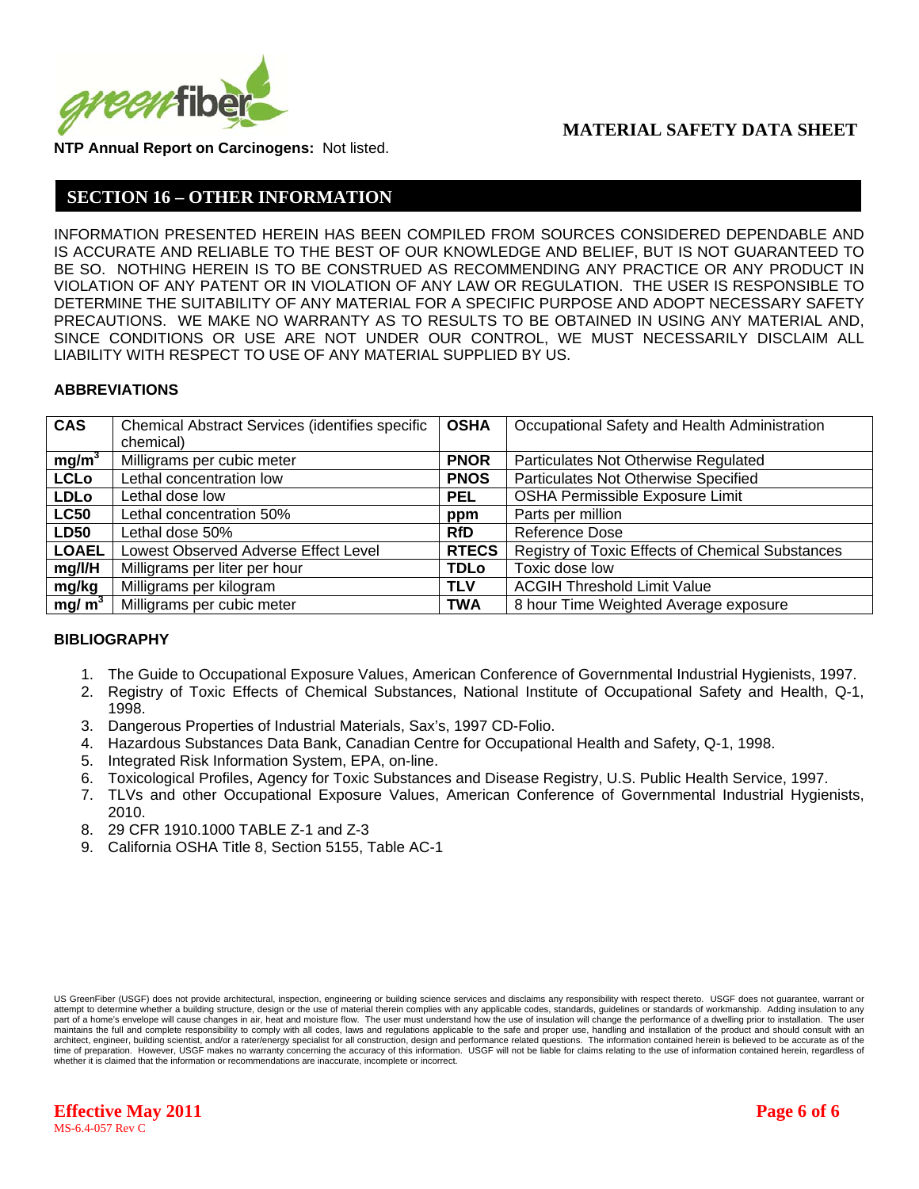**NTP Annual Report on Carcinogens:** Not listed.

## SECTION 16 – OTHER INFORMATION

INFORMATION PRESENTED HEREIN HAS BEEN COMPILED FROM SOURCES CONSIDERED DEPENDABLE AND IS ACCURATE AND RELIABLE TO THE BEST OF OUR KNOWLEDGE AND BELIEF, BUT IS NOT GUARANTEED TO BE SO. NOTHING HEREIN IS TO BE CONSTRUED AS RECOMMENDING ANY PRACTICE OR ANY PRODUCT IN VIOLATION OF ANY PATENT OR IN VIOLATION OF ANY LAW OR REGULATION. THE USER IS RESPONSIBLE TO DETERMINE THE SUITABILITY OF ANY MATERIAL FOR A SPECIFIC PURPOSE AND ADOPT NECESSARY SAFETY PRECAUTIONS. WE MAKE NO WARRANTY AS TO RESULTS TO BE OBTAINED IN USING ANY MATERIAL AND, SINCE CONDITIONS OR USE ARE NOT UNDER OUR CONTROL, WE MUST NECESSARILY DISCLAIM ALL LIABILITY WITH RESPECT TO USE OF ANY MATERIAL SUPPLIED BY US.

### ABBREVIATIONS

| | | | |
|---|---|---|---|
| **CAS** | Chemical Abstract Services (identifies specific chemical) | **OSHA** | Occupational Safety and Health Administration |
| **$mg/m^3$** | Milligrams per cubic meter | **PNOR** | Particulates Not Otherwise Regulated |
| **LCLo** | Lethal concentration low | **PNOS** | Particulates Not Otherwise Specified |
| **LDLo** | Lethal dose low | **PEL** | OSHA Permissible Exposure Limit |
| **LC50** | Lethal concentration 50% | **ppm** | Parts per million |
| **LD50** | Lethal dose 50% | **RfD** | Reference Dose |
| **LOAEL** | Lowest Observed Adverse Effect Level | **RTECS** | Registry of Toxic Effects of Chemical Substances |
| **mg/l/H** | Milligrams per liter per hour | **TDLo** | Toxic dose low |
| **mg/kg** | Milligrams per kilogram | **TLV** | ACGIH Threshold Limit Value |
| **$mg/ m^3$** | Milligrams per cubic meter | **TWA** | 8 hour Time Weighted Average exposure |

### BIBLIOGRAPHY

1. The Guide to Occupational Exposure Values, American Conference of Governmental Industrial Hygienists, 1997.
2. Registry of Toxic Effects of Chemical Substances, National Institute of Occupational Safety and Health, Q-1, 1998.
3. Dangerous Properties of Industrial Materials, Sax's, 1997 CD-Folio.
4. Hazardous Substances Data Bank, Canadian Centre for Occupational Health and Safety, Q-1, 1998.
5. Integrated Risk Information System, EPA, on-line.
6. Toxicological Profiles, Agency for Toxic Substances and Disease Registry, U.S. Public Health Service, 1997.
7. TLVs and other Occupational Exposure Values, American Conference of Governmental Industrial Hygienists, 2010.
8. 29 CFR 1910.1000 TABLE Z-1 and Z-3
9. California OSHA Title 8, Section 5155, Table AC-1

US GreenFiber (USGF) does not provide architectural, inspection, engineering or building science services and disclaims any responsibility with respect thereto. USGF does not guarantee, warrant or attempt to determine whether a building structure, design or the use of material therein complies with any applicable codes, standards, guidelines or standards of workmanship. Adding insulation to any part of a home's envelope will cause changes in air, heat and moisture flow. The user must understand how the use of insulation will change the performance of a dwelling prior to installation. The user maintains the full and complete responsibility to comply with all codes, laws and regulations applicable to the safe and proper use, handling and installation of the product and should consult with an architect, engineer, building scientist, and/or a rater/energy specialist for all construction, design and performance related questions. The information contained herein is believed to be accurate as of the time of preparation. However, USGF makes no warranty concerning the accuracy of this information. USGF will not be liable for claims relating to the use of information contained herein, regardless of whether it is claimed that the information or recommendations are inaccurate, incomplete or incorrect.